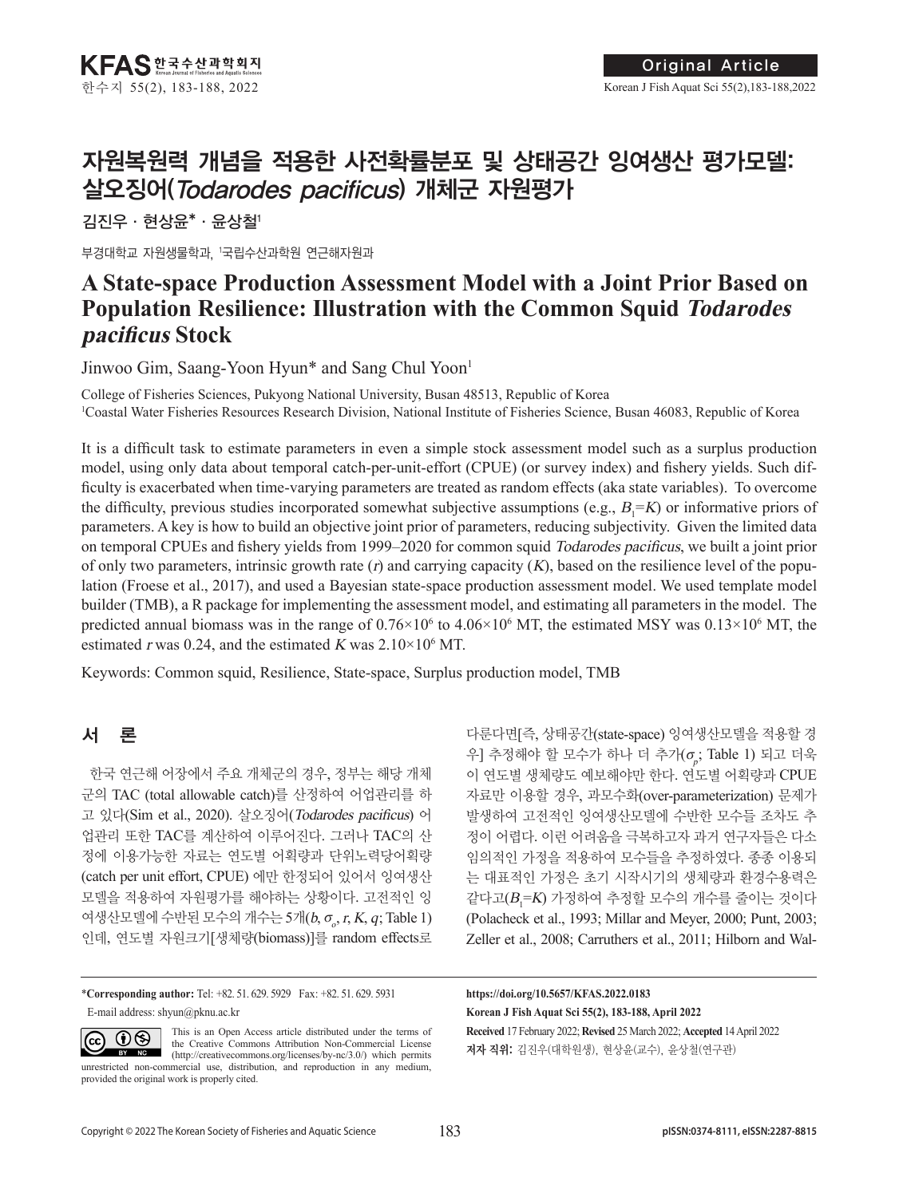# 자원복원력 개념을 적용한 사전확률분포 및 상태공간 잉여생산 평가모델: 살오징어(*Todarodes pacificus*) 개체군 자원평가

김진우 · 현상윤* · 윤상철[1]

부경대학교 자원생물학과, [1]국립수산과학원 연근해자원과

# A State-space Production Assessment Model with a Joint Prior Based on Population Resilience: Illustration with the Common Squid *Todarodes pacificus* Stock

Jinwoo Gim, Saang-Yoon Hyun* and Sang Chul Yoon[1]

College of Fisheries Sciences, Pukyong National University, Busan 48513, Republic of Korea
[1]Coastal Water Fisheries Resources Research Division, National Institute of Fisheries Science, Busan 46083, Republic of Korea

It is a difficult task to estimate parameters in even a simple stock assessment model such as a surplus production model, using only data about temporal catch-per-unit-effort (CPUE) (or survey index) and fishery yields. Such difficulty is exacerbated when time-varying parameters are treated as random effects (aka state variables). To overcome the difficulty, previous studies incorporated somewhat subjective assumptions (e.g., $B_1=K$) or informative priors of parameters. A key is how to build an objective joint prior of parameters, reducing subjectivity. Given the limited data on temporal CPUEs and fishery yields from 1999–2020 for common squid *Todarodes pacificus*, we built a joint prior of only two parameters, intrinsic growth rate ($r$) and carrying capacity ($K$), based on the resilience level of the population (Froese et al., 2017), and used a Bayesian state-space production assessment model. We used template model builder (TMB), a R package for implementing the assessment model, and estimating all parameters in the model. The predicted annual biomass was in the range of $0.76\times10^6$ to $4.06\times10^6$ MT, the estimated MSY was $0.13\times10^6$ MT, the estimated $r$ was 0.24, and the estimated $K$ was $2.10\times10^6$ MT.

Keywords: Common squid, Resilience, State-space, Surplus production model, TMB

## 서 론

한국 연근해 어장에서 주요 개체군의 경우, 정부는 해당 개체군의 TAC (total allowable catch)를 산정하여 어업관리를 하고 있다(Sim et al., 2020). 살오징어(*Todarodes pacificus*) 어업관리 또한 TAC를 계산하여 이루어진다. 그러나 TAC의 산정에 이용가능한 자료는 연도별 어획량과 단위노력당어획량(catch per unit effort, CPUE) 에만 한정되어 있어서 잉여생산모델을 적용하여 자원평가를 해야하는 상황이다. 고전적인 잉여생산모델에 수반된 모수의 개수는 5개($b$, $\sigma_o$, $r$, $K$, $q$; Table 1)인데, 연도별 자원크기[생체량(biomass)]를 random effects로 다룬다면[즉, 상태공간(state-space) 잉여생산모델을 적용할 경우] 추정해야 할 모수가 하나 더 추가($\sigma_p$; Table 1) 되고 더욱이 연도별 생체량도 예보해야만 한다. 연도별 어획량과 CPUE 자료만 이용할 경우, 과모수화(over-parameterization) 문제가 발생하여 고전적인 잉여생산모델에 수반된 모수들 조차도 추정이 어렵다. 이런 어려움을 극복하고자 과거 연구자들은 다소 임의적인 가정을 적용하여 모수들을 추정하였다. 종종 이용되는 대표적인 가정은 초기 시작시기의 생체량과 환경수용력은 같다고($B_1=K$) 가정하여 추정할 모수의 개수를 줄이는 것이다 (Polacheck et al., 1993; Millar and Meyer, 2000; Punt, 2003; Zeller et al., 2008; Carruthers et al., 2011; Hilborn and Wal-

*Corresponding author: Tel: +82. 51. 629. 5929 Fax: +82. 51. 629. 5931
E-mail address: shyun@pknu.ac.kr

This is an Open Access article distributed under the terms of the Creative Commons Attribution Non-Commercial License (http://creativecommons.org/licenses/by-nc/3.0/) which permits unrestricted non-commercial use, distribution, and reproduction in any medium, provided the original work is properly cited.

https://doi.org/10.5657/KFAS.2022.0183

Korean J Fish Aquat Sci 55(2), 183-188, April 2022

**Received** 17 February 2022; **Revised** 25 March 2022; **Accepted** 14 April 2022

**저자 직위:** 김진우(대학원생), 현상윤(교수), 윤상철(연구관)

Copyright © 2022 The Korean Society of Fisheries and Aquatic Science

pISSN:0374-8111, eISSN:2287-8815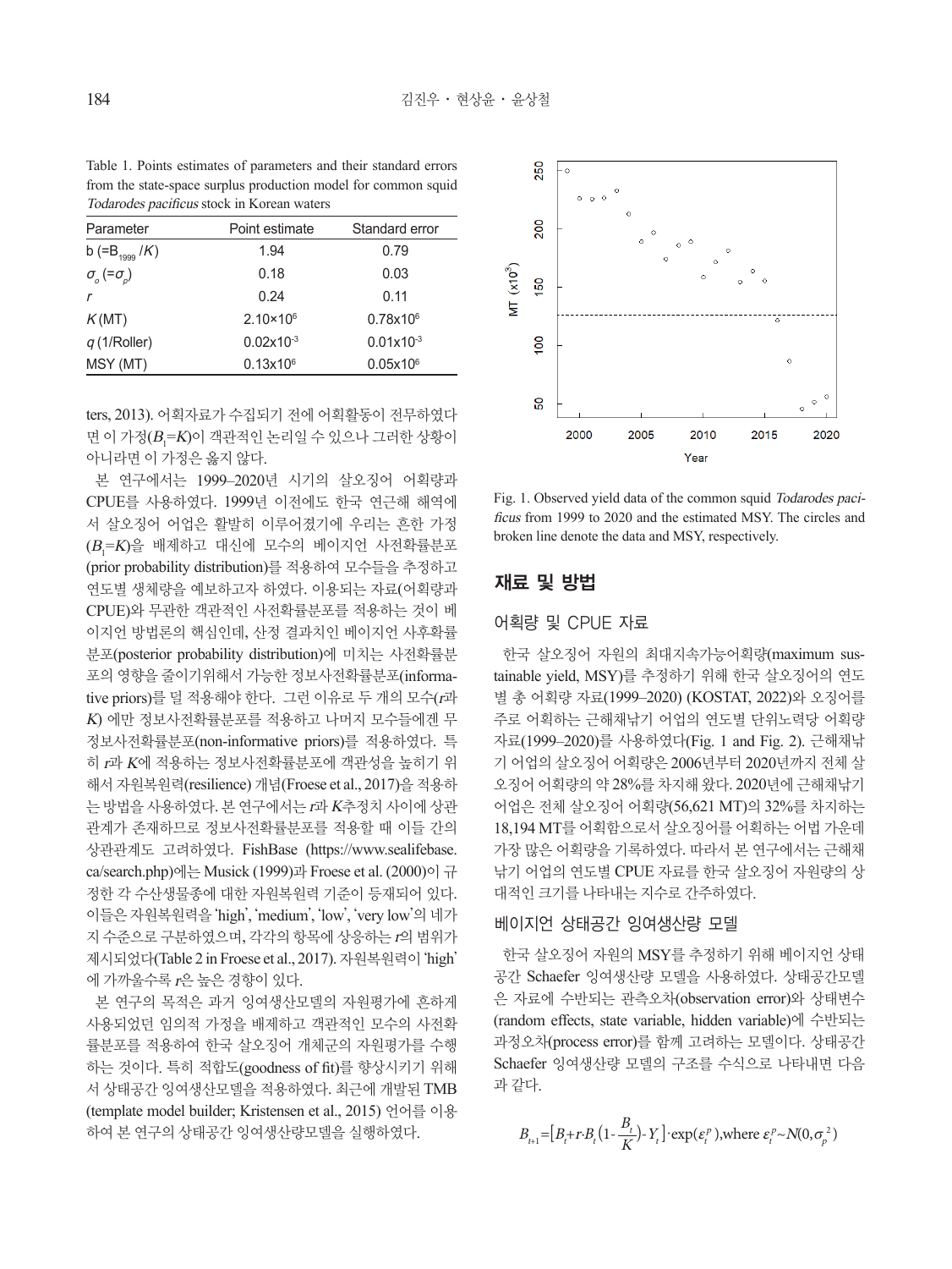Table 1. Points estimates of parameters and their standard errors from the state-space surplus production model for common squid *Todarodes pacificus* stock in Korean waters

| Parameter | Point estimate | Standard error |
|---|---|---|
| b (= $B_{1999}/K$) | 1.94 | 0.79 |
| $\sigma_o$ (= $\sigma_p$) | 0.18 | 0.03 |
| $r$ | 0.24 | 0.11 |
| $K$ (MT) | $2.10\times10^6$ | $0.78\times10^6$ |
| $q$ (1/Roller) | $0.02\times10^{-3}$ | $0.01\times10^{-3}$ |
| MSY (MT) | $0.13\times10^6$ | $0.05\times10^6$ |

ters, 2013). 어획자료가 수집되기 전에 어획활동이 전무하였다면 이 가정($B_1$=$K$)이 객관적인 논리일 수 있으나 그러한 상황이 아니라면 이 가정은 옳지 않다.

본 연구에서는 1999–2020년 시기의 살오징어 어획량과 CPUE를 사용하였다. 1999년 이전에도 한국 연근해 해역에서 살오징어 어업은 활발히 이루어졌기에 우리는 흔한 가정($B_1$=$K$)을 배제하고 대신에 모수의 베이지언 사전확률분포(prior probability distribution)를 적용하여 모수들을 추정하고 연도별 생체량을 예보하고자 하였다. 이용되는 자료(어획량과 CPUE)와 무관한 객관적인 사전확률분포를 적용하는 것이 베이지언 방법론의 핵심인데, 산정 결과치인 베이지언 사후확률분포(posterior probability distribution)에 미치는 사전확률분포의 영향을 줄이기위해서 가능한 정보사전확률분포(informative priors)를 덜 적용해야 한다. 그런 이유로 두 개의 모수($r$과 $K$) 에만 정보사전확률분포를 적용하고 나머지 모수들에겐 무정보사전확률분포(non-informative priors)를 적용하였다. 특히 $r$과 $K$에 적용하는 정보사전확률분포에 객관성을 높이기 위해서 자원복원력(resilience) 개념(Froese et al., 2017)을 적용하는 방법을 사용하였다. 본 연구에서는 $r$과 $K$추정치 사이에 상관관계가 존재하므로 정보사전확률분포를 적용할 때 이들 간의 상관관계도 고려하였다. FishBase (https://www.sealifebase.ca/search.php)에는 Musick (1999)과 Froese et al. (2000)이 규정한 각 수산생물종에 대한 자원복원력 기준이 등재되어 있다. 이들은 자원복원력을 'high', 'medium', 'low', 'very low'의 네가지 수준으로 구분하였으며, 각각의 항목에 상응하는 $r$의 범위가 제시되었다(Table 2 in Froese et al., 2017). 자원복원력이 'high'에 가까울수록 $r$은 높은 경향이 있다.

본 연구의 목적은 과거 잉여생산모델의 자원평가에 흔하게 사용되었던 임의적 가정을 배제하고 객관적인 모수의 사전확률분포를 적용하여 한국 살오징어 개체군의 자원평가를 수행하는 것이다. 특히 적합도(goodness of fit)를 향상시키기 위해서 상태공간 잉여생산모델을 적용하였다. 최근에 개발된 TMB (template model builder; Kristensen et al., 2015) 언어를 이용하여 본 연구의 상태공간 잉여생산량모델을 실행하였다.

Fig. 1. Observed yield data of the common squid *Todarodes pacificus* from 1999 to 2020 and the estimated MSY. The circles and broken line denote the data and MSY, respectively.

## 재료 및 방법

### 어획량 및 CPUE 자료

한국 살오징어 자원의 최대지속가능어획량(maximum sustainable yield, MSY)를 추정하기 위해 한국 살오징어의 연도별 총 어획량 자료(1999–2020) (KOSTAT, 2022)와 오징어를 주로 어획하는 근해채낚기 어업의 연도별 단위노력당 어획량 자료(1999–2020)를 사용하였다(Fig. 1 and Fig. 2). 근해채낚기 어업의 살오징어 어획량은 2006년부터 2020년까지 전체 살오징어 어획량의 약 28%를 차지해 왔다. 2020년에 근해채낚기 어업은 전체 살오징어 어획량(56,621 MT)의 32%를 차지하는 18,194 MT를 어획함으로서 살오징어를 어획하는 어법 가운데 가장 많은 어획량을 기록하였다. 따라서 본 연구에서는 근해채낚기 어업의 연도별 CPUE 자료를 한국 살오징어 자원량의 상대적인 크기를 나타내는 지수로 간주하였다.

### 베이지언 상태공간 잉여생산량 모델

한국 살오징어 자원의 MSY를 추정하기 위해 베이지언 상태공간 Schaefer 잉여생산량 모델을 사용하였다. 상태공간모델은 자료에 수반되는 관측오차(observation error)와 상태변수(random effects, state variable, hidden variable)에 수반되는 과정오차(process error)를 함께 고려하는 모델이다. 상태공간 Schaefer 잉여생산량 모델의 구조를 수식으로 나타내면 다음과 같다.

$$B_{t+1}=\left[B_t+r\cdot B_t\left(1-\frac{B_t}{K}\right)-Y_t\right]\cdot\exp(\varepsilon_t^p),\text{where } \varepsilon_t^p\sim N(0,\sigma_p^2)$$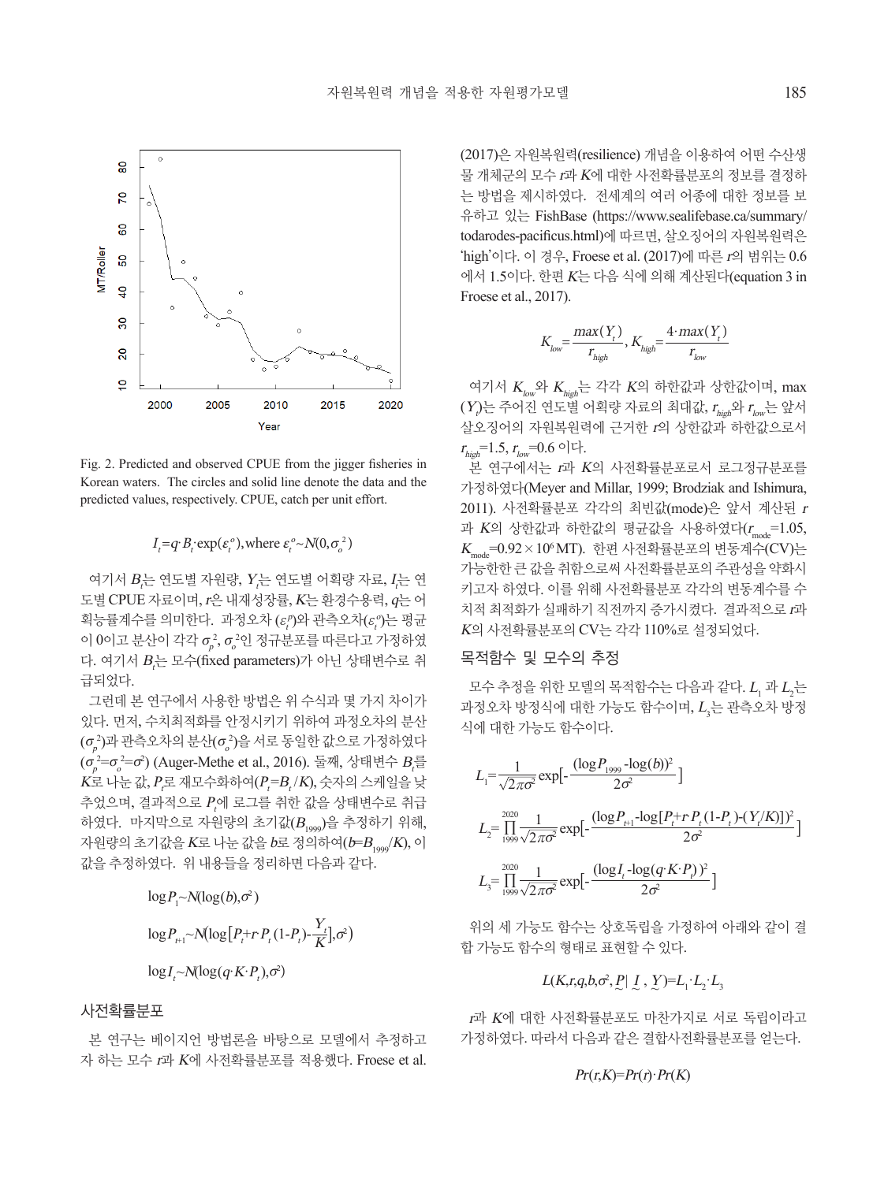Fig. 2. Predicted and observed CPUE from the jigger fisheries in Korean waters. The circles and solid line denote the data and the predicted values, respectively. CPUE, catch per unit effort.

$$I_t = q \cdot B_t \cdot \exp(\varepsilon_t^o), \text{where } \varepsilon_t^o \sim N(0, \sigma_o^2)$$

여기서 $B_t$는 연도별 자원량, $Y_t$는 연도별 어획량 자료, $I_t$는 연도별 CPUE 자료이며, $r$은 내재성장률, $K$는 환경수용력, $q$는 어획능률계수를 의미한다. 과정오차 ($\varepsilon_t^p$)와 관측오차($\varepsilon_t^o$)는 평균이 0이고 분산이 각각 $\sigma_p^2$, $\sigma_o^2$인 정규분포를 따른다고 가정하였다. 여기서 $B_t$는 모수(fixed parameters)가 아닌 상태변수로 취급되었다.

그런데 본 연구에서 사용한 방법은 위 수식과 몇 가지 차이가 있다. 먼저, 수치최적화를 안정시키기 위하여 과정오차의 분산($\sigma_p^2$)과 관측오차의 분산($\sigma_o^2$)을 서로 동일한 값으로 가정하였다($\sigma_p^2 = \sigma_o^2 = \sigma^2$) (Auger-Methe et al., 2016). 둘째, 상태변수 $B_t$를 $K$로 나눈 값, $P_t$로 재모수화하여($P_t = B_t / K$), 숫자의 스케일을 낮추었으며, 결과적으로 $P_t$에 로그를 취한 값을 상태변수로 취급하였다. 마지막으로 자원량의 초기값($B_{1999}$)을 추정하기 위해, 자원량의 초기값을 $K$로 나눈 값을 $b$로 정의하여($b = B_{1999}/K$), 이 값을 추정하였다. 위 내용들을 정리하면 다음과 같다.

$$\log P_1 \sim N(\log(b), \sigma^2)$$

$$\log P_{t+1} \sim N(\log[P_t + r \cdot P_t (1 - P_t) - \frac{Y_t}{K}], \sigma^2)$$

$$\log I_t \sim N(\log(q \cdot K \cdot P_t), \sigma^2)$$

## 사전확률분포

본 연구는 베이지언 방법론을 바탕으로 모델에서 추정하고자 하는 모수 $r$과 $K$에 사전확률분포를 적용했다. Froese et al. (2017)은 자원복원력(resilience) 개념을 이용하여 어떤 수산생물 개체군의 모수 $r$과 $K$에 대한 사전확률분포의 정보를 결정하는 방법을 제시하였다. 전세계의 여러 어종에 대한 정보를 보유하고 있는 FishBase (https://www.sealifebase.ca/summary/todarodes-pacificus.html)에 따르면, 살오징어의 자원복원력은 'high'이다. 이 경우, Froese et al. (2017)에 따른 $r$의 범위는 0.6에서 1.5이다. 한편 $K$는 다음 식에 의해 계산된다(equation 3 in Froese et al., 2017).

$$K_{low} = \frac{max(Y_t)}{r_{high}}, \; K_{high} = \frac{4 \cdot max(Y_t)}{r_{low}}$$

여기서 $K_{low}$와 $K_{high}$는 각각 $K$의 하한값과 상한값이며, max($Y_t$)는 주어진 연도별 어획량 자료의 최대값, $r_{high}$와 $r_{low}$는 앞서 살오징어의 자원복원력에 근거한 $r$의 상한값과 하한값으로서 $r_{high}$=1.5, $r_{low}$=0.6 이다.

본 연구에서는 $r$과 $K$의 사전확률분포로서 로그정규분포를 가정하였다(Meyer and Millar, 1999; Brodziak and Ishimura, 2011). 사전확률분포 각각의 최빈값(mode)은 앞서 계산된 $r$과 $K$의 상한값과 하한값의 평균값을 사용하였다($r_{mode}$=1.05, $K_{mode}$=0.92×$10^6$ MT). 한편 사전확률분포의 변동계수(CV)는 가능한한 큰 값을 취함으로써 사전확률분포의 주관성을 약화시키고자 하였다. 이를 위해 사전확률분포 각각의 변동계수를 수치적 최적화가 실패하기 직전까지 증가시켰다. 결과적으로 $r$과 $K$의 사전확률분포의 CV는 각각 110%로 설정되었다.

## 목적함수 및 모수의 추정

모수 추정을 위한 모델의 목적함수는 다음과 같다. $L_1$ 과 $L_2$는 과정오차 방정식에 대한 가능도 함수이며, $L_3$는 관측오차 방정식에 대한 가능도 함수이다.

$$L_1 = \frac{1}{\sqrt{2\pi\sigma^2}} \exp[-\frac{(\log P_{1999} - \log(b))^2}{2\sigma^2}]$$

$$L_2 = \prod_{1999}^{2020} \frac{1}{\sqrt{2\pi\sigma^2}} \exp[-\frac{(\log P_{t+1} - \log[P_t + r \cdot P_t (1 - P_t) - (Y_t/K)])^2}{2\sigma^2}]$$

$$L_3 = \prod_{1999}^{2020} \frac{1}{\sqrt{2\pi\sigma^2}} \exp[-\frac{(\log I_t - \log(q \cdot K \cdot P_t))^2}{2\sigma^2}]$$

위의 세 가능도 함수는 상호독립을 가정하여 아래와 같이 결합 가능도 함수의 형태로 표현할 수 있다.

$$L(K, r, q, b, \sigma^2, \underset{\sim}{P} \mid \underset{\sim}{I}, \underset{\sim}{Y}) = L_1 \cdot L_2 \cdot L_3$$

$r$과 $K$에 대한 사전확률분포도 마찬가지로 서로 독립이라고 가정하였다. 따라서 다음과 같은 결합사전확률분포를 얻는다.

$$Pr(r, K) = Pr(r) \cdot Pr(K)$$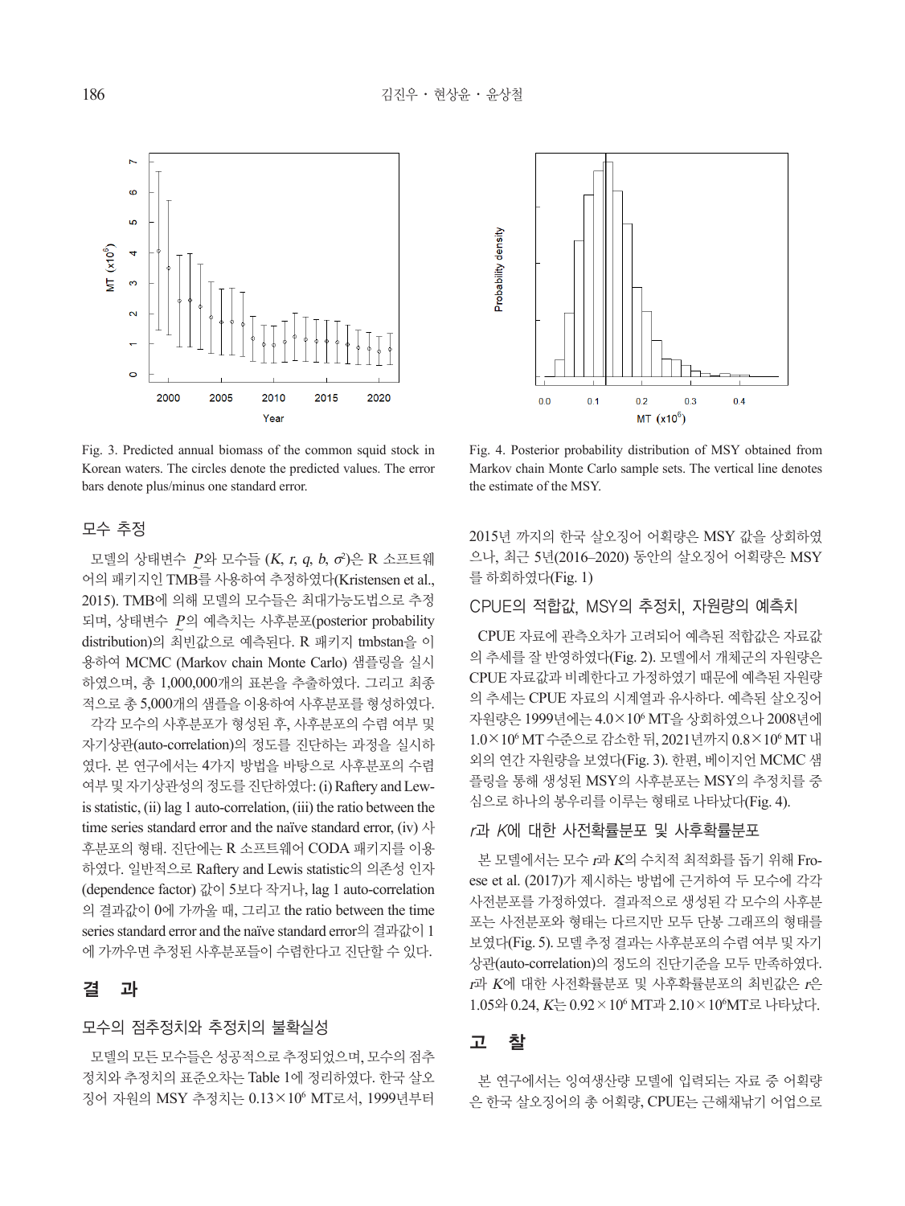Fig. 3. Predicted annual biomass of the common squid stock in Korean waters. The circles denote the predicted values. The error bars denote plus/minus one standard error.

Fig. 4. Posterior probability distribution of MSY obtained from Markov chain Monte Carlo sample sets. The vertical line denotes the estimate of the MSY.

### 모수 추정

모델의 상태변수 $\underset{\sim}{P}$와 모수들 ($K$, $r$, $q$, $b$, $\sigma^2$)은 R 소프트웨어의 패키지인 TMB를 사용하여 추정하였다(Kristensen et al., 2015). TMB에 의해 모델의 모수들은 최대가능도법으로 추정되며, 상태변수 $\underset{\sim}{P}$의 예측치는 사후분포(posterior probability distribution)의 최빈값으로 예측된다. R 패키지 tmbstan을 이용하여 MCMC (Markov chain Monte Carlo) 샘플링을 실시하였으며, 총 1,000,000개의 표본을 추출하였다. 그리고 최종적으로 총 5,000개의 샘플을 이용하여 사후분포를 형성하였다.

각각 모수의 사후분포가 형성된 후, 사후분포의 수렴 여부 및 자기상관(auto-correlation)의 정도를 진단하는 과정을 실시하였다. 본 연구에서는 4가지 방법을 바탕으로 사후분포의 수렴 여부 및 자기상관성의 정도를 진단하였다: (i) Raftery and Lewis statistic, (ii) lag 1 auto-correlation, (iii) the ratio between the time series standard error and the naïve standard error, (iv) 사후분포의 형태. 진단에는 R 소프트웨어 CODA 패키지를 이용하였다. 일반적으로 Raftery and Lewis statistic의 의존성 인자(dependence factor) 값이 5보다 작거나, lag 1 auto-correlation의 결과값이 0에 가까울 때, 그리고 the ratio between the time series standard error and the naïve standard error의 결과값이 1에 가까우면 추정된 사후분포들이 수렴한다고 진단할 수 있다.

## 결 과

### 모수의 점추정치와 추정치의 불확실성

모델의 모든 모수들은 성공적으로 추정되었으며, 모수의 점추정치와 추정치의 표준오차는 Table 1에 정리하였다. 한국 살오징어 자원의 MSY 추정치는 $0.13\times10^6$ MT로서, 1999년부터 2015년 까지의 한국 살오징어 어획량은 MSY 값을 상회하였으나, 최근 5년(2016–2020) 동안의 살오징어 어획량은 MSY를 하회하였다(Fig. 1)

### CPUE의 적합값, MSY의 추정치, 자원량의 예측치

CPUE 자료에 관측오차가 고려되어 예측된 적합값은 자료값의 추세를 잘 반영하였다(Fig. 2). 모델에서 개체군의 자원량은 CPUE 자료값과 비례한다고 가정하였기 때문에 예측된 자원량의 추세는 CPUE 자료의 시계열과 유사하다. 예측된 살오징어 자원량은 1999년에는 $4.0\times10^6$ MT을 상회하였으나 2008년에 $1.0\times10^6$ MT 수준으로 감소한 뒤, 2021년까지 $0.8\times10^6$ MT 내외의 연간 자원량을 보였다(Fig. 3). 한편, 베이지언 MCMC 샘플링을 통해 생성된 MSY의 사후분포는 MSY의 추정치를 중심으로 하나의 봉우리를 이루는 형태로 나타났다(Fig. 4).

### $r$과 $K$에 대한 사전확률분포 및 사후확률분포

본 모델에서는 모수 $r$과 $K$의 수치적 최적화를 돕기 위해 Froese et al. (2017)가 제시하는 방법에 근거하여 두 모수에 각각 사전분포를 가정하였다. 결과적으로 생성된 각 모수의 사후분포는 사전분포와 형태는 다르지만 모두 단봉 그래프의 형태를 보였다(Fig. 5). 모델 추정 결과는 사후분포의 수렴 여부 및 자기상관(auto-correlation)의 정도의 진단기준을 모두 만족하였다. $r$과 $K$에 대한 사전확률분포 및 사후확률분포의 최빈값은 $r$은 1.05와 0.24, $K$는 $0.92\times10^6$ MT과 $2.10\times10^6$MT로 나타났다.

## 고 찰

본 연구에서는 잉여생산량 모델에 입력되는 자료 중 어획량은 한국 살오징어의 총 어획량, CPUE는 근해채낚기 어업으로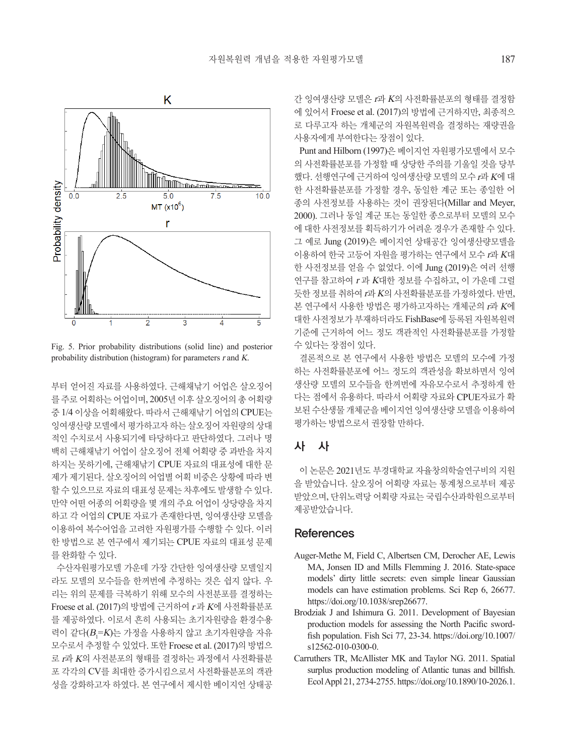Fig. 5. Prior probability distributions (solid line) and posterior probability distribution (histogram) for parameters $r$ and $K$.

부터 얻어진 자료를 사용하였다. 근해채낚기 어업은 살오징어를 주로 어획하는 어업이며, 2005년 이후 살오징어의 총 어획량 중 1/4 이상을 어획해왔다. 따라서 근해채낚기 어업의 CPUE는 잉여생산량 모델에서 평가하고자 하는 살오징어 자원량의 상대적인 수치로서 사용되기에 타당하다고 판단하였다. 그러나 명백히 근해채낚기 어업이 살오징어 전체 어획량 중 과반을 차지하지는 못하기에, 근해채낚기 CPUE 자료의 대표성에 대한 문제가 제기된다. 살오징어의 어업별 어획 비중은 상황에 따라 변할 수 있으므로 자료의 대표성 문제는 차후에도 발생할 수 있다. 만약 어떤 어종의 어획량을 몇 개의 주요 어업이 상당량을 차지하고 각 어업의 CPUE 자료가 존재한다면, 잉여생산량 모델을 이용하여 복수어업을 고려한 자원평가를 수행할 수 있다. 이러한 방법으로 본 연구에서 제기되는 CPUE 자료의 대표성 문제를 완화할 수 있다.

수산자원평가모델 가운데 가장 간단한 잉여생산량 모델일지라도 모델의 모수들을 한꺼번에 추정하는 것은 쉽지 않다. 우리는 위의 문제를 극복하기 위해 모수의 사전분포를 결정하는 Froese et al. (2017)의 방법에 근거하여 $r$과 $K$에 사전확률분포를 제공하였다. 이로서 흔히 사용되는 초기자원량을 환경수용력이 같다($B_1$=$K$)는 가정을 사용하지 않고 초기자원량을 자유모수로서 추정할 수 있었다. 또한 Froese et al. (2017)의 방법으로 $r$과 $K$의 사전분포의 형태를 결정하는 과정에서 사전확률분포 각각의 CV를 최대한 증가시킴으로서 사전확률분포의 객관성을 강화하고자 하였다. 본 연구에서 제시한 베이지언 상태공간 잉여생산량 모델은 $r$과 $K$의 사전확률분포의 형태를 결정함에 있어서 Froese et al. (2017)의 방법에 근거하지만, 최종적으로 다루고자 하는 개체군의 자원복원력을 결정하는 재량권을 사용자에게 부여한다는 장점이 있다.

Punt and Hilborn (1997)은 베이지언 자원평가모델에서 모수의 사전확률분포를 가정할 때 상당한 주의를 기울일 것을 당부했다. 선행연구에 근거하여 잉여생산량 모델의 모수 $r$과 $K$에 대한 사전확률분포를 가정할 경우, 동일한 계군 또는 종일한 어종의 사전정보를 사용하는 것이 권장된다(Millar and Meyer, 2000). 그러나 동일 계군 또는 동일한 종으로부터 모델의 모수에 대한 사전정보를 획득하기가 어려운 경우가 존재할 수 있다. 그 예로 Jung (2019)은 베이지언 상태공간 잉여생산량모델을 이용하여 한국 고등어 자원을 평가하는 연구에서 모수 $r$과 $K$대한 사전정보를 얻을 수 없었다. 이에 Jung (2019)은 여러 선행연구를 참고하여 $r$과 $K$대한 정보를 수집하고, 이 가운데 그럴듯한 정보를 취하여 $r$과 $K$의 사전확률분포를 가정하였다. 반면, 본 연구에서 사용한 방법은 평가하고자하는 개체군의 $r$과 $K$에 대한 사전정보가 부재하더라도 FishBase에 등록된 자원복원력 기준에 근거하여 어느 정도 객관적인 사전확률분포를 가정할 수 있다는 장점이 있다.

결론적으로 본 연구에서 사용한 방법은 모델의 모수에 가정하는 사전확률분포에 어느 정도의 객관성을 확보하면서 잉여생산량 모델의 모수들을 한꺼번에 자유모수로서 추정하게 한다는 점에서 유용하다. 따라서 어획량 자료와 CPUE자료가 확보된 수산생물 개체군을 베이지언 잉여생산량 모델을 이용하여 평가하는 방법으로서 권장할 만하다.

## 사 사

이 논문은 2021년도 부경대학교 자율창의학술연구비의 지원을 받았습니다. 살오징어 어획량 자료는 통계청으로부터 제공받았으며, 단위노력당 어획량 자료는 국립수산과학원으로부터 제공받았습니다.

## References

Auger-Methe M, Field C, Albertsen CM, Derocher AE, Lewis MA, Jonsen ID and Mills Flemming J. 2016. State-space models' dirty little secrets: even simple linear Gaussian models can have estimation problems. Sci Rep 6, 26677. https://doi.org/10.1038/srep26677.

Brodziak J and Ishimura G. 2011. Development of Bayesian production models for assessing the North Pacific swordfish population. Fish Sci 77, 23-34. https://doi.org/10.1007/s12562-010-0300-0.

Carruthers TR, McAllister MK and Taylor NG. 2011. Spatial surplus production modeling of Atlantic tunas and billfish. Ecol Appl 21, 2734-2755. https://doi.org/10.1890/10-2026.1.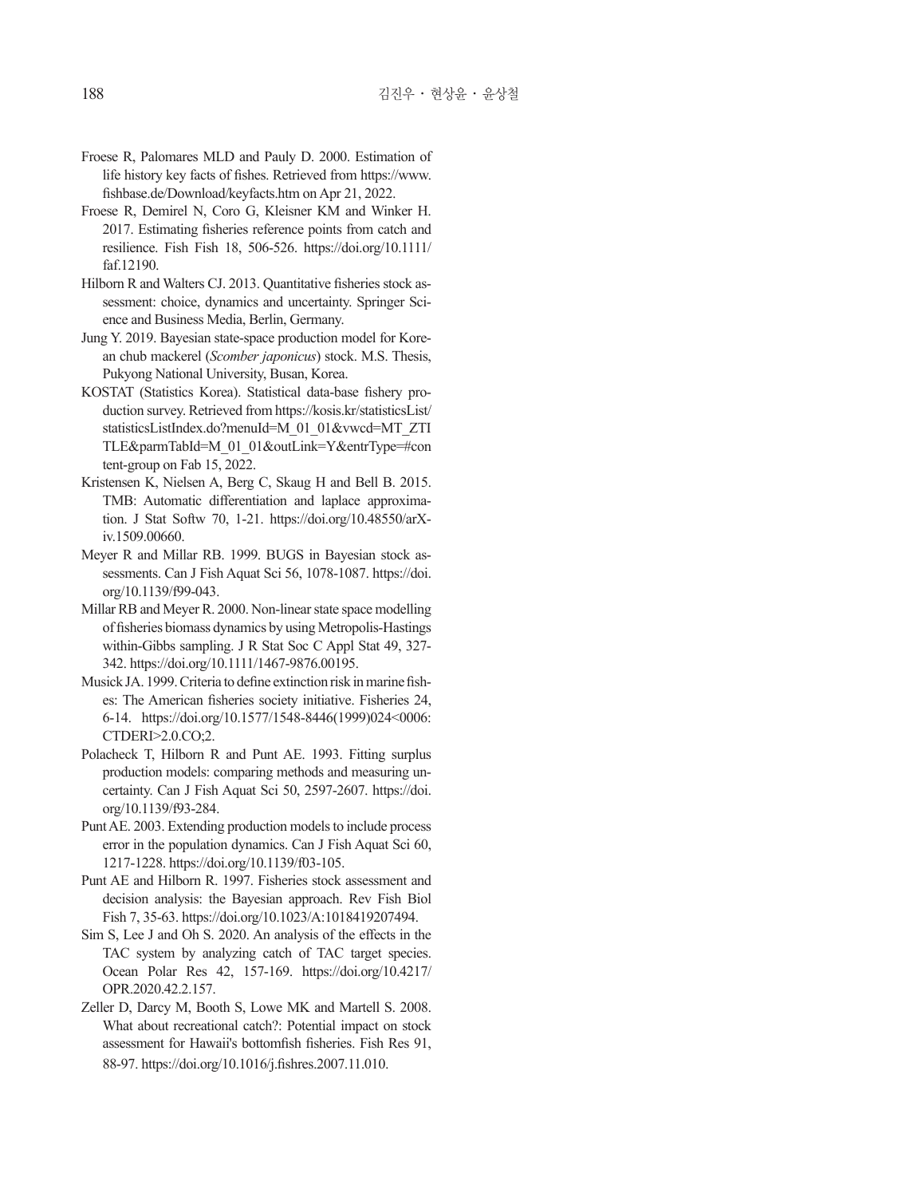Froese R, Palomares MLD and Pauly D. 2000. Estimation of life history key facts of fishes. Retrieved from https://www.fishbase.de/Download/keyfacts.htm on Apr 21, 2022.

Froese R, Demirel N, Coro G, Kleisner KM and Winker H. 2017. Estimating fisheries reference points from catch and resilience. Fish Fish 18, 506-526. https://doi.org/10.1111/faf.12190.

Hilborn R and Walters CJ. 2013. Quantitative fisheries stock assessment: choice, dynamics and uncertainty. Springer Science and Business Media, Berlin, Germany.

Jung Y. 2019. Bayesian state-space production model for Korean chub mackerel (*Scomber japonicus*) stock. M.S. Thesis, Pukyong National University, Busan, Korea.

KOSTAT (Statistics Korea). Statistical data-base fishery production survey. Retrieved from https://kosis.kr/statisticsList/statisticsListIndex.do?menuId=M_01_01&vwcd=MT_ZTITLE&parmTabId=M_01_01&outLink=Y&entrType=#content-group on Fab 15, 2022.

Kristensen K, Nielsen A, Berg C, Skaug H and Bell B. 2015. TMB: Automatic differentiation and laplace approximation. J Stat Softw 70, 1-21. https://doi.org/10.48550/arXiv.1509.00660.

Meyer R and Millar RB. 1999. BUGS in Bayesian stock assessments. Can J Fish Aquat Sci 56, 1078-1087. https://doi.org/10.1139/f99-043.

Millar RB and Meyer R. 2000. Non-linear state space modelling of fisheries biomass dynamics by using Metropolis-Hastings within-Gibbs sampling. J R Stat Soc C Appl Stat 49, 327-342. https://doi.org/10.1111/1467-9876.00195.

Musick JA. 1999. Criteria to define extinction risk in marine fishes: The American fisheries society initiative. Fisheries 24, 6-14. https://doi.org/10.1577/1548-8446(1999)024<0006:CTDERI>2.0.CO;2.

Polacheck T, Hilborn R and Punt AE. 1993. Fitting surplus production models: comparing methods and measuring uncertainty. Can J Fish Aquat Sci 50, 2597-2607. https://doi.org/10.1139/f93-284.

Punt AE. 2003. Extending production models to include process error in the population dynamics. Can J Fish Aquat Sci 60, 1217-1228. https://doi.org/10.1139/f03-105.

Punt AE and Hilborn R. 1997. Fisheries stock assessment and decision analysis: the Bayesian approach. Rev Fish Biol Fish 7, 35-63. https://doi.org/10.1023/A:1018419207494.

Sim S, Lee J and Oh S. 2020. An analysis of the effects in the TAC system by analyzing catch of TAC target species. Ocean Polar Res 42, 157-169. https://doi.org/10.4217/OPR.2020.42.2.157.

Zeller D, Darcy M, Booth S, Lowe MK and Martell S. 2008. What about recreational catch?: Potential impact on stock assessment for Hawaii's bottomfish fisheries. Fish Res 91, 88-97. https://doi.org/10.1016/j.fishres.2007.11.010.